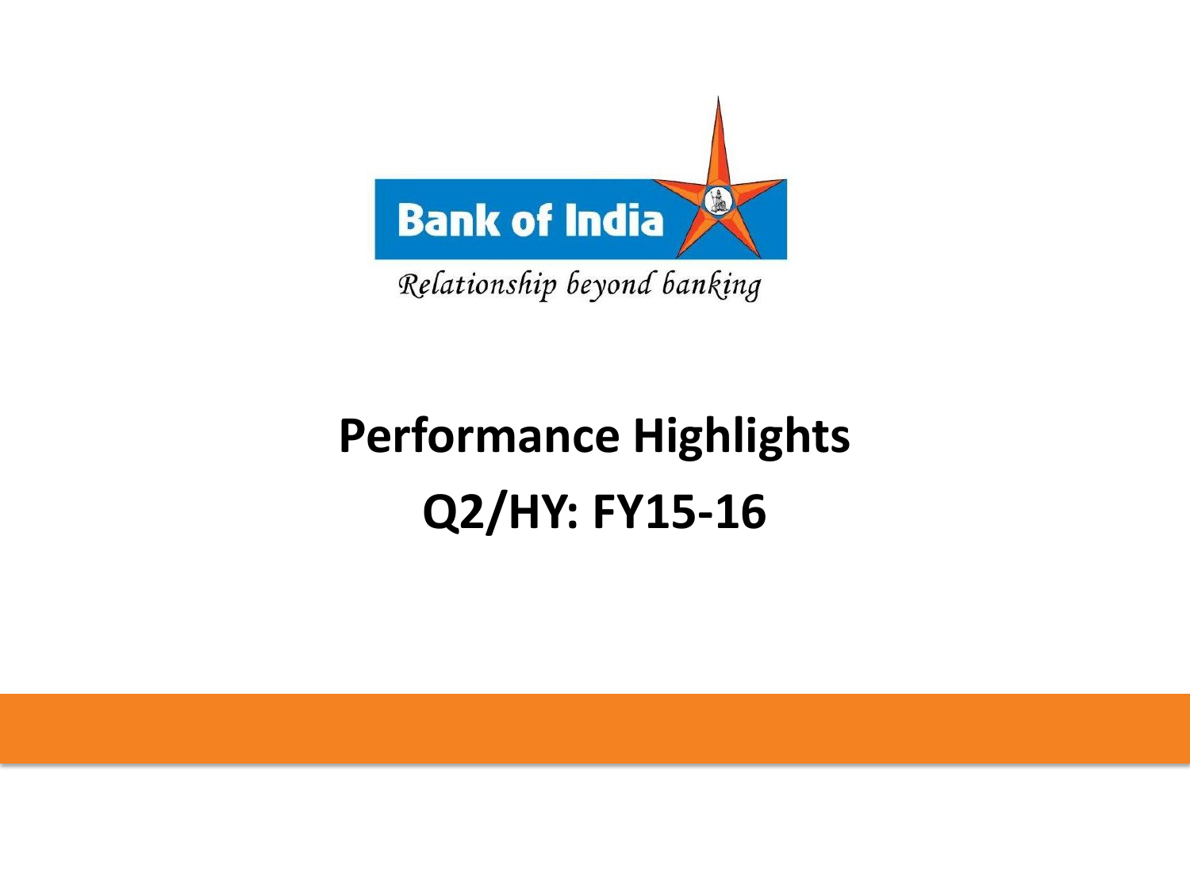Bank of India

*Relationship beyond banking*

# Performance Highlights

# Q2/HY: FY15-16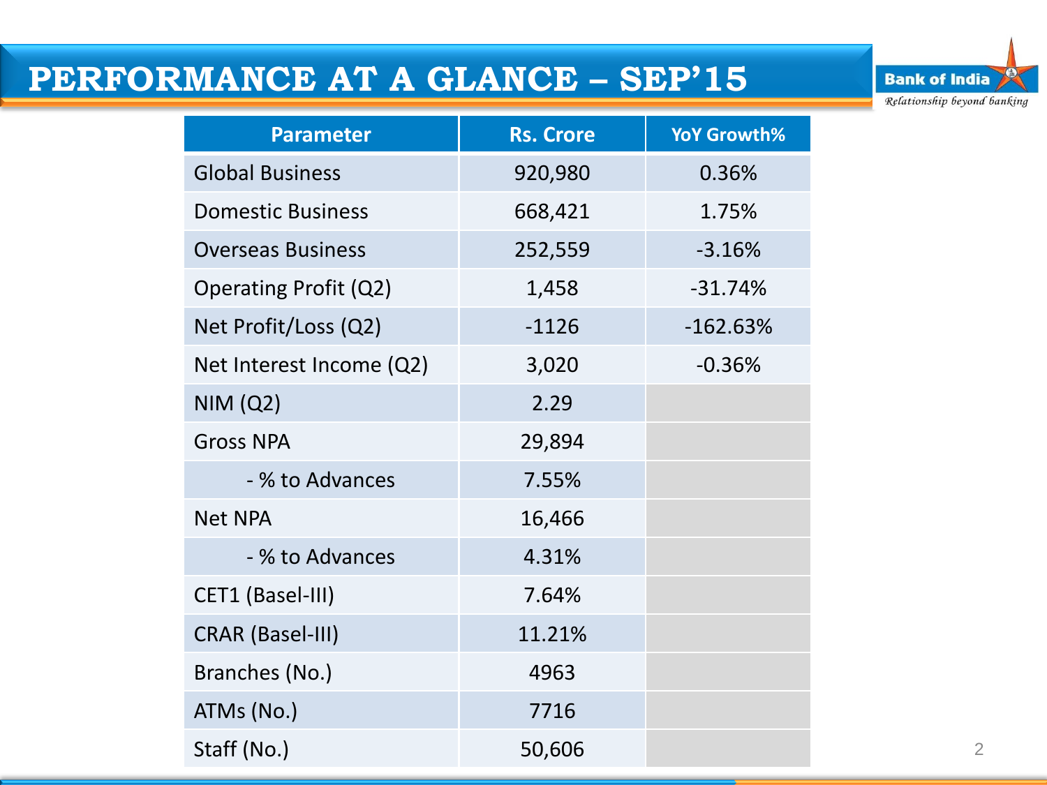# PERFORMANCE AT A GLANCE – SEP'15

| Parameter | Rs. Crore | YoY Growth% |
|---|---|---|
| Global Business | 920,980 | 0.36% |
| Domestic Business | 668,421 | 1.75% |
| Overseas Business | 252,559 | -3.16% |
| Operating Profit (Q2) | 1,458 | -31.74% |
| Net Profit/Loss (Q2) | -1126 | -162.63% |
| Net Interest Income (Q2) | 3,020 | -0.36% |
| NIM (Q2) | 2.29 | |
| Gross NPA | 29,894 | |
| - % to Advances | 7.55% | |
| Net NPA | 16,466 | |
| - % to Advances | 4.31% | |
| CET1 (Basel-III) | 7.64% | |
| CRAR (Basel-III) | 11.21% | |
| Branches (No.) | 4963 | |
| ATMs (No.) | 7716 | |
| Staff (No.) | 50,606 | |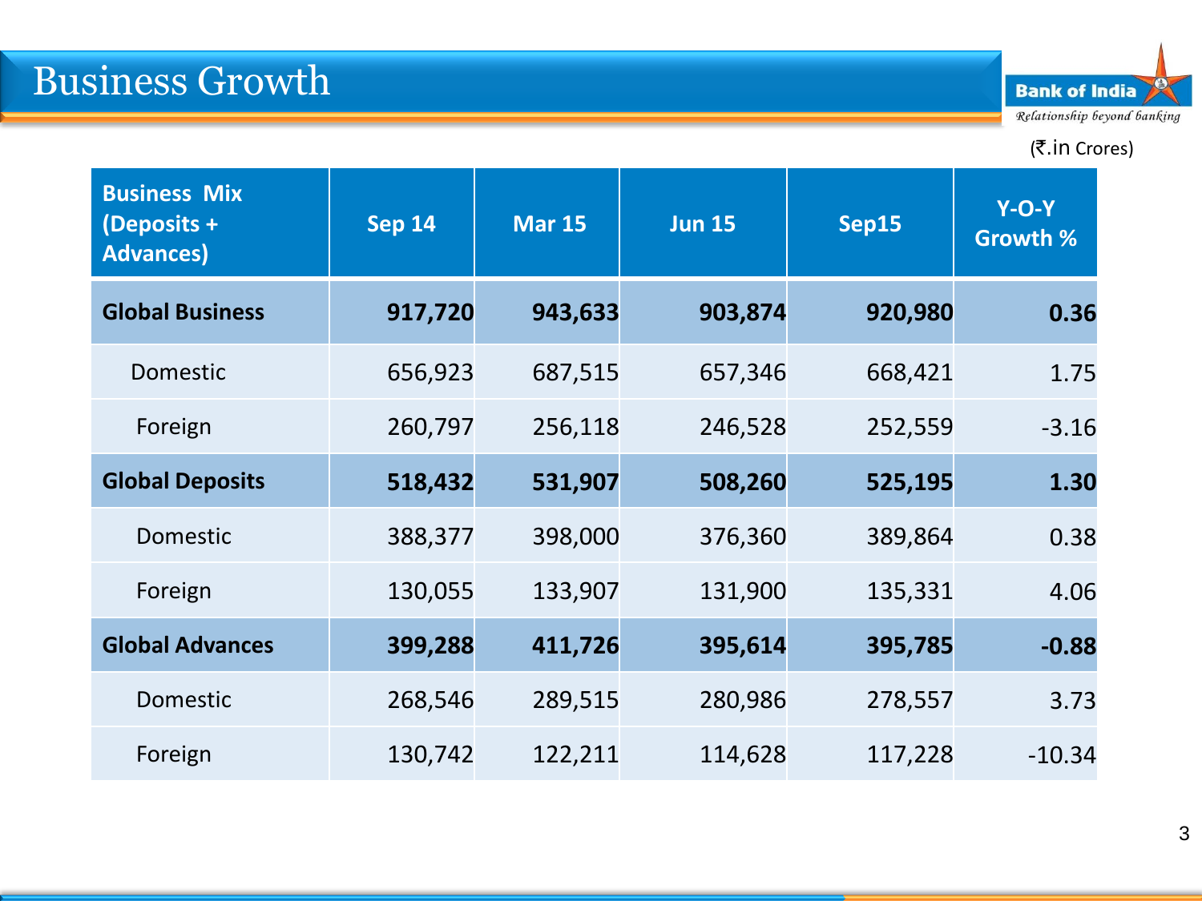# Business Growth

(₹.in Crores)

| Business Mix (Deposits + Advances) | Sep 14 | Mar 15 | Jun 15 | Sep15 | Y-O-Y Growth % |
|---|---|---|---|---|---|
| **Global Business** | **917,720** | **943,633** | **903,874** | **920,980** | **0.36** |
| Domestic | 656,923 | 687,515 | 657,346 | 668,421 | 1.75 |
| Foreign | 260,797 | 256,118 | 246,528 | 252,559 | -3.16 |
| **Global Deposits** | **518,432** | **531,907** | **508,260** | **525,195** | **1.30** |
| Domestic | 388,377 | 398,000 | 376,360 | 389,864 | 0.38 |
| Foreign | 130,055 | 133,907 | 131,900 | 135,331 | 4.06 |
| **Global Advances** | **399,288** | **411,726** | **395,614** | **395,785** | **-0.88** |
| Domestic | 268,546 | 289,515 | 280,986 | 278,557 | 3.73 |
| Foreign | 130,742 | 122,211 | 114,628 | 117,228 | -10.34 |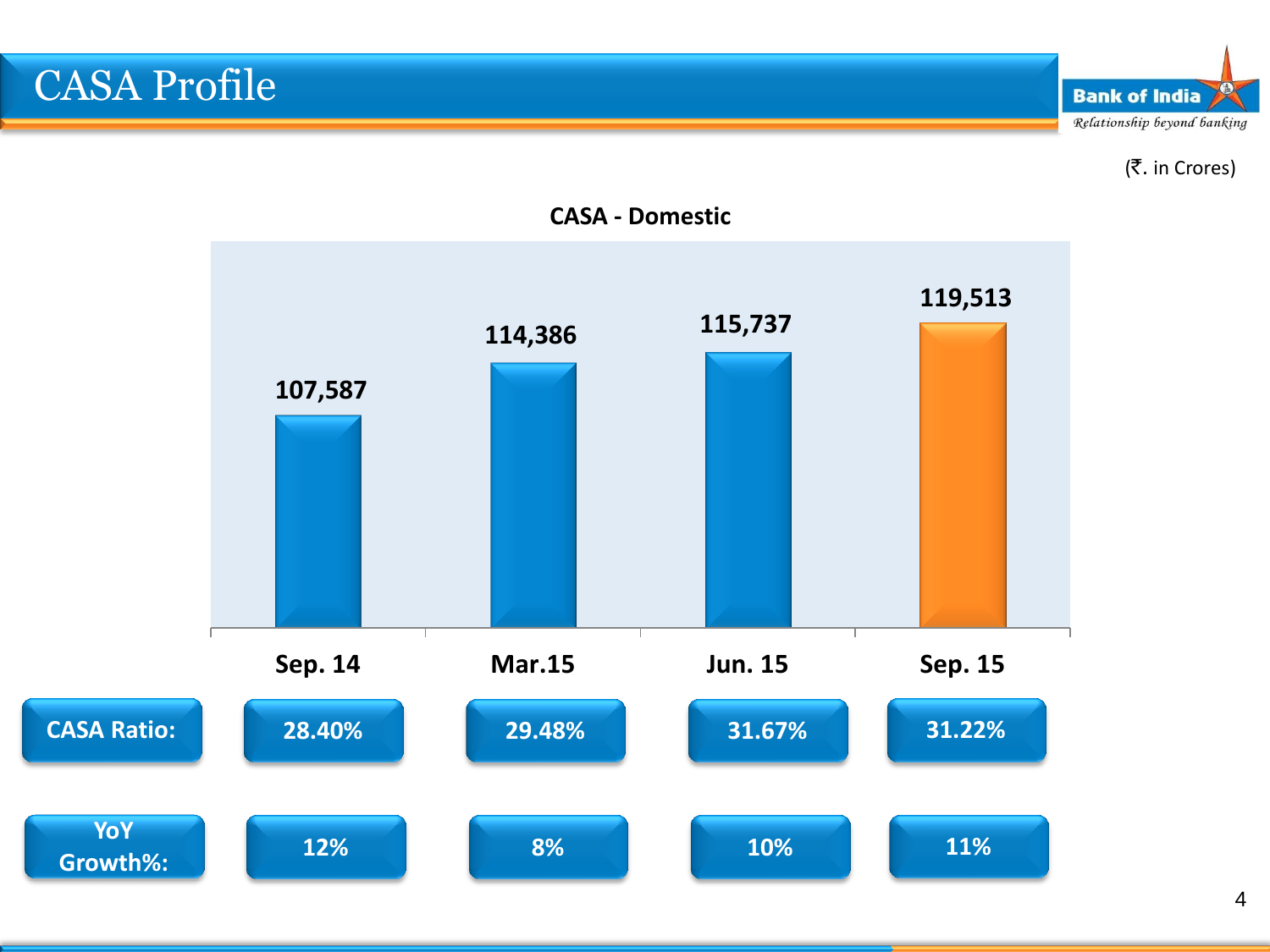# CASA Profile

(₹. in Crores)

**CASA - Domestic**

| | Sep. 14 | Mar.15 | Jun. 15 | Sep. 15 |
|---|---|---|---|---|
| CASA - Domestic | 107,587 | 114,386 | 115,737 | 119,513 |
| CASA Ratio: | 28.40% | 29.48% | 31.67% | 31.22% |
| YoY Growth%: | 12% | 8% | 10% | 11% |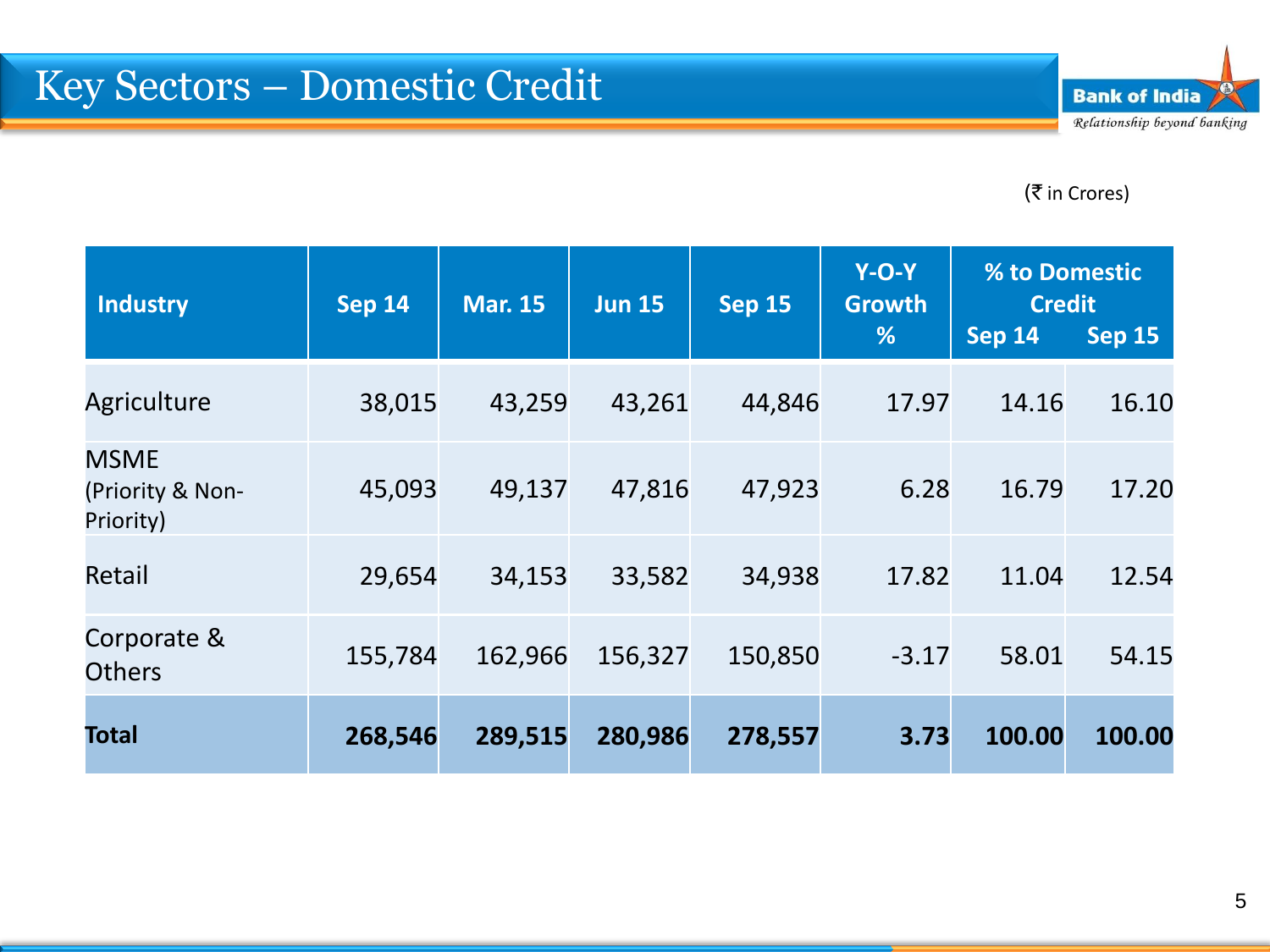# Key Sectors – Domestic Credit

(₹ in Crores)

| Industry | Sep 14 | Mar. 15 | Jun 15 | Sep 15 | Y-O-Y Growth % | % to Domestic Credit | |
|---|---|---|---|---|---|---|---|
| | | | | | | Sep 14 | Sep 15 |
| Agriculture | 38,015 | 43,259 | 43,261 | 44,846 | 17.97 | 14.16 | 16.10 |
| MSME (Priority & Non-Priority) | 45,093 | 49,137 | 47,816 | 47,923 | 6.28 | 16.79 | 17.20 |
| Retail | 29,654 | 34,153 | 33,582 | 34,938 | 17.82 | 11.04 | 12.54 |
| Corporate & Others | 155,784 | 162,966 | 156,327 | 150,850 | -3.17 | 58.01 | 54.15 |
| **Total** | **268,546** | **289,515** | **280,986** | **278,557** | **3.73** | **100.00** | **100.00** |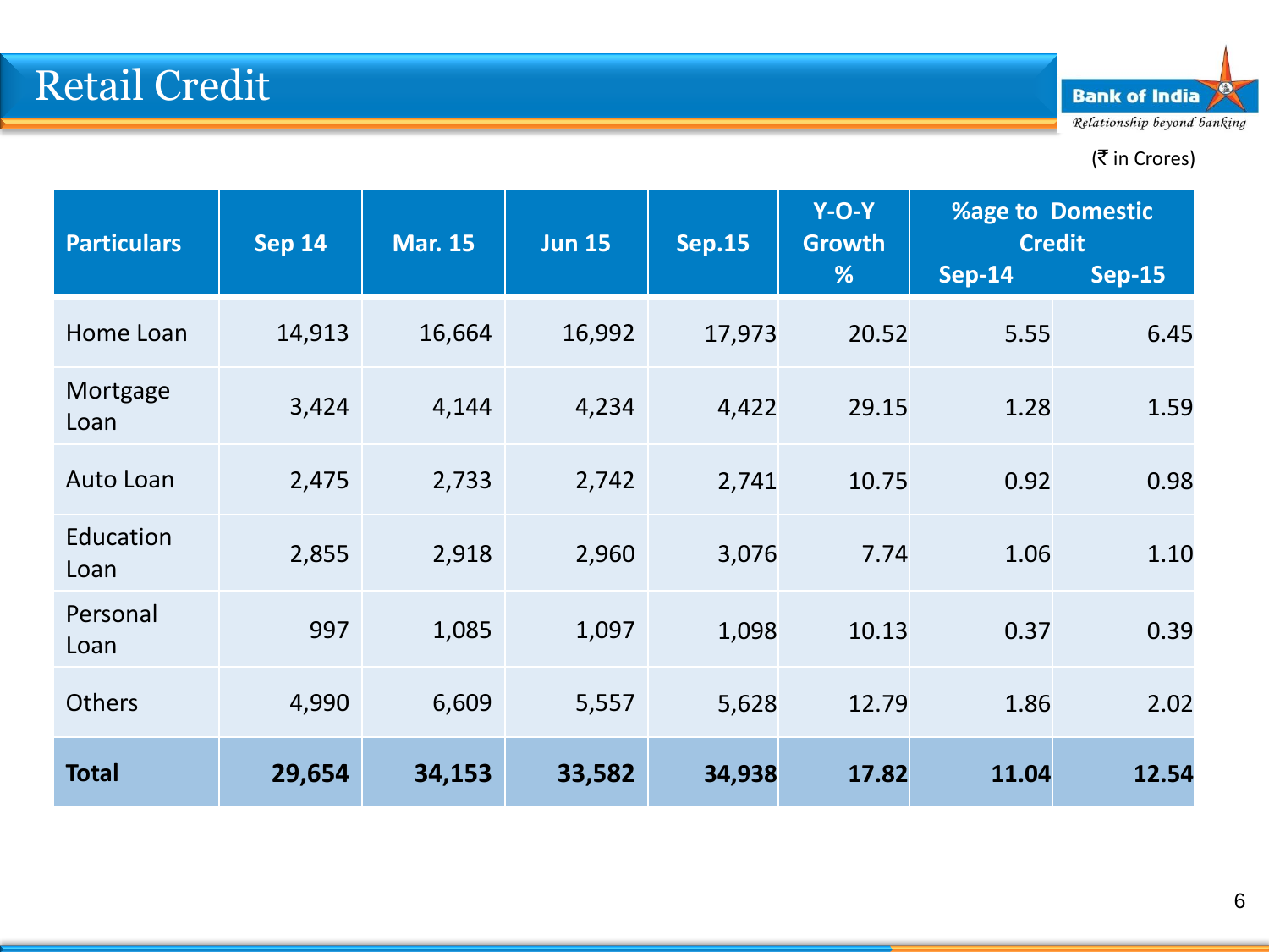# Retail Credit

(₹ in Crores)

| Particulars | Sep 14 | Mar. 15 | Jun 15 | Sep.15 | Y-O-Y Growth % | %age to Domestic Credit | |
|---|---|---|---|---|---|---|---|
| | | | | | | Sep-14 | Sep-15 |
| Home Loan | 14,913 | 16,664 | 16,992 | 17,973 | 20.52 | 5.55 | 6.45 |
| Mortgage Loan | 3,424 | 4,144 | 4,234 | 4,422 | 29.15 | 1.28 | 1.59 |
| Auto Loan | 2,475 | 2,733 | 2,742 | 2,741 | 10.75 | 0.92 | 0.98 |
| Education Loan | 2,855 | 2,918 | 2,960 | 3,076 | 7.74 | 1.06 | 1.10 |
| Personal Loan | 997 | 1,085 | 1,097 | 1,098 | 10.13 | 0.37 | 0.39 |
| Others | 4,990 | 6,609 | 5,557 | 5,628 | 12.79 | 1.86 | 2.02 |
| **Total** | **29,654** | **34,153** | **33,582** | **34,938** | **17.82** | **11.04** | **12.54** |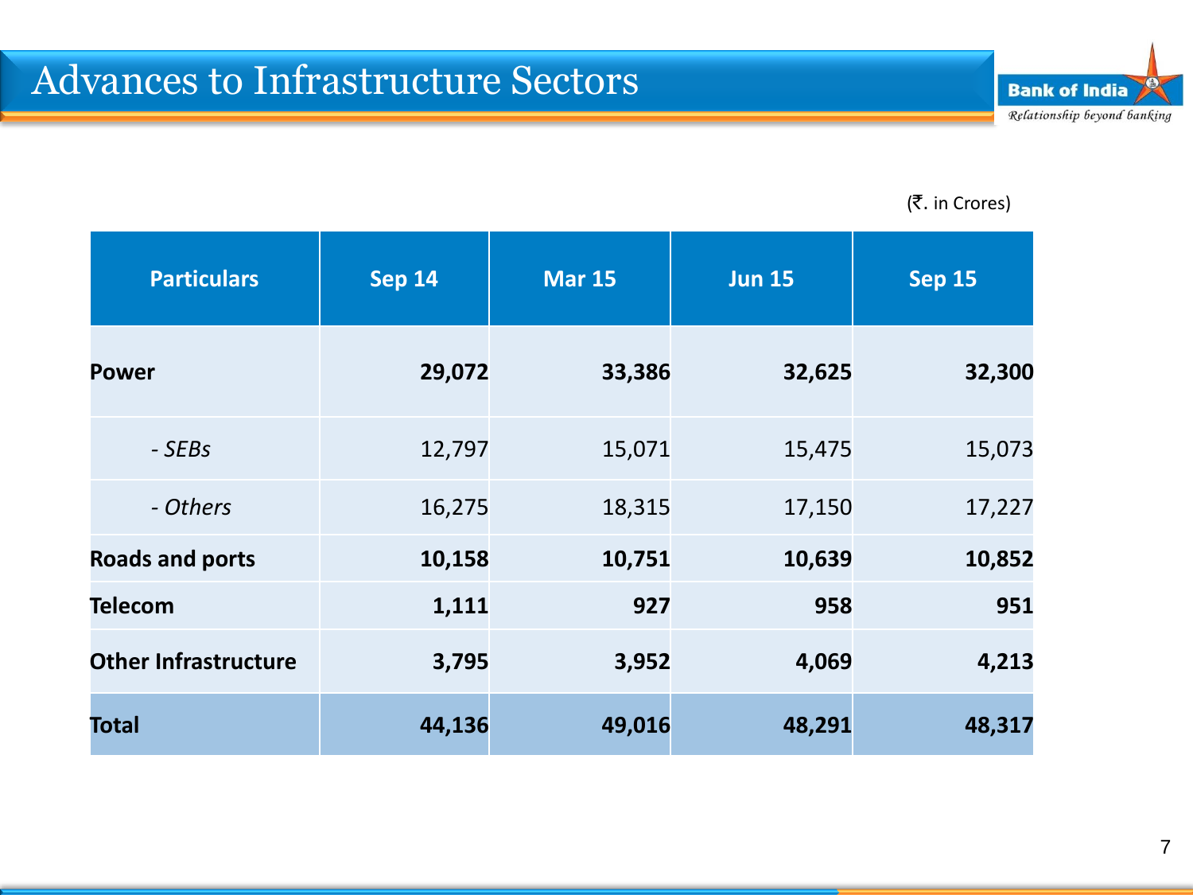# Advances to Infrastructure Sectors

(₹. in Crores)

| Particulars | Sep 14 | Mar 15 | Jun 15 | Sep 15 |
|---|---|---|---|---|
| **Power** | **29,072** | **33,386** | **32,625** | **32,300** |
| *- SEBs* | 12,797 | 15,071 | 15,475 | 15,073 |
| *- Others* | 16,275 | 18,315 | 17,150 | 17,227 |
| **Roads and ports** | **10,158** | **10,751** | **10,639** | **10,852** |
| **Telecom** | **1,111** | **927** | **958** | **951** |
| **Other Infrastructure** | **3,795** | **3,952** | **4,069** | **4,213** |
| **Total** | **44,136** | **49,016** | **48,291** | **48,317** |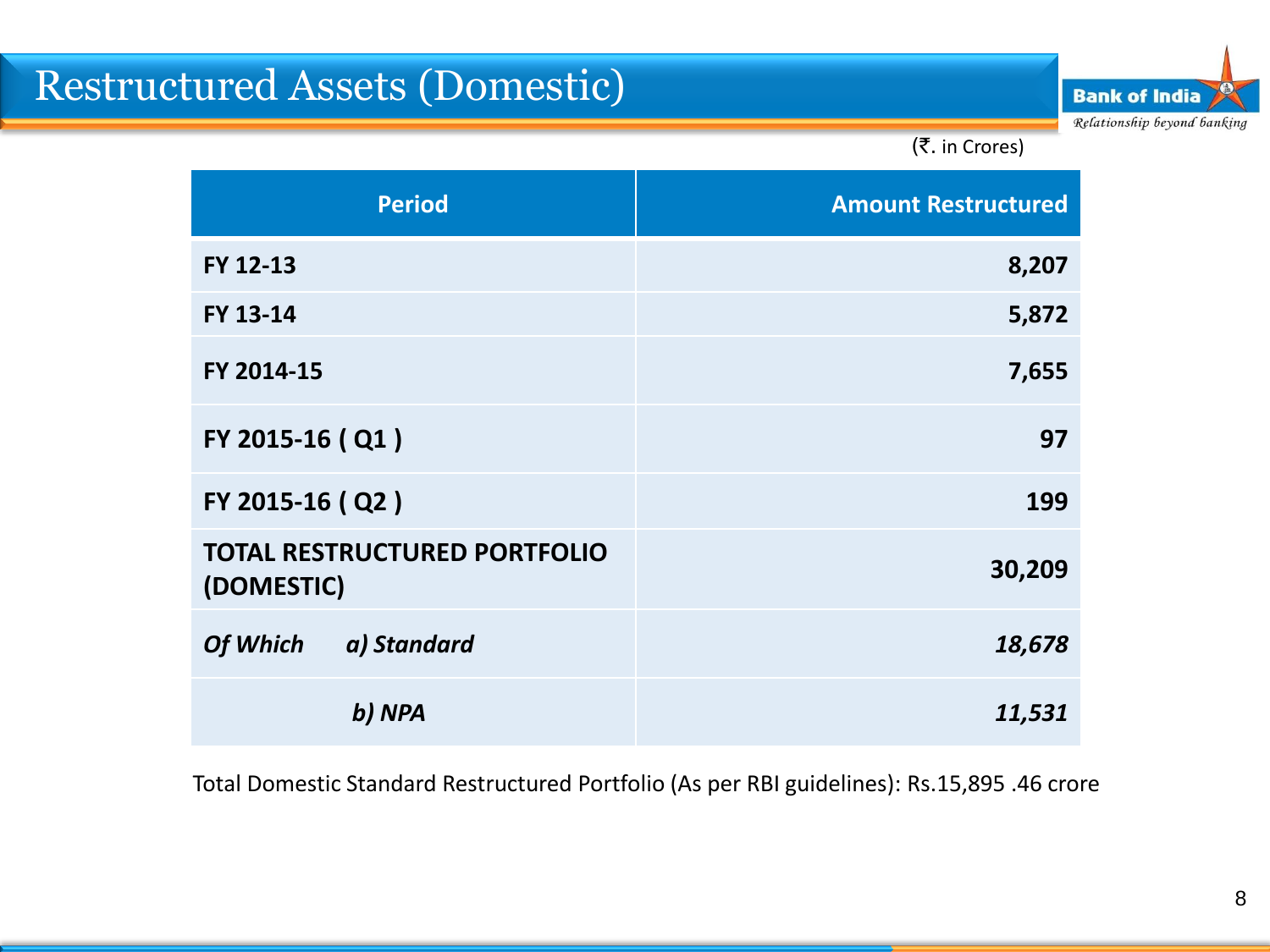# Restructured Assets (Domestic)

(₹. in Crores)

| Period | Amount Restructured |
|---|---:|
| **FY 12-13** | **8,207** |
| **FY 13-14** | **5,872** |
| **FY 2014-15** | **7,655** |
| **FY 2015-16 ( Q1 )** | **97** |
| **FY 2015-16 ( Q2 )** | **199** |
| **TOTAL RESTRUCTURED PORTFOLIO (DOMESTIC)** | **30,209** |
| ***Of Which a) Standard*** | ***18,678*** |
| ***b) NPA*** | ***11,531*** |

Total Domestic Standard Restructured Portfolio (As per RBI guidelines): Rs.15,895 .46 crore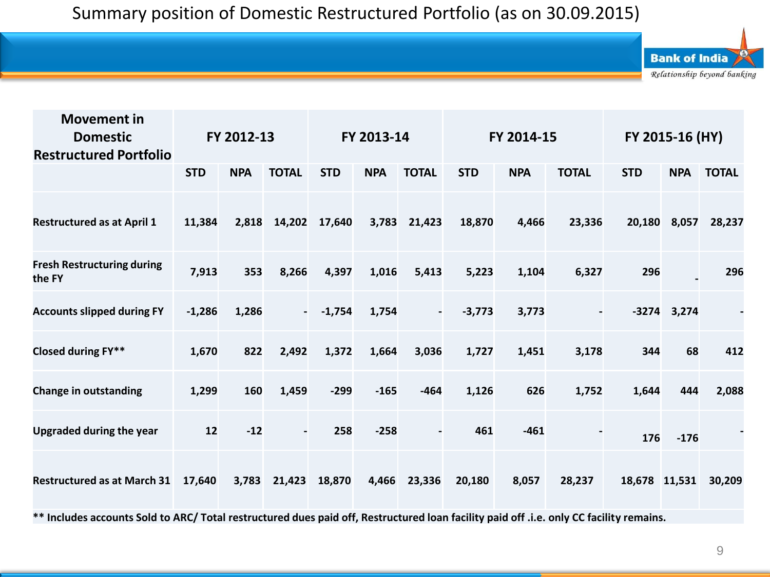# Summary position of Domestic Restructured Portfolio (as on 30.09.2015)

| Movement in Domestic Restructured Portfolio | FY 2012-13 | | | FY 2013-14 | | | FY 2014-15 | | | FY 2015-16 (HY) | | |
|---|---|---|---|---|---|---|---|---|---|---|---|---|
| | STD | NPA | TOTAL | STD | NPA | TOTAL | STD | NPA | TOTAL | STD | NPA | TOTAL |
| Restructured as at April 1 | 11,384 | 2,818 | 14,202 | 17,640 | 3,783 | 21,423 | 18,870 | 4,466 | 23,336 | 20,180 | 8,057 | 28,237 |
| Fresh Restructuring during the FY | 7,913 | 353 | 8,266 | 4,397 | 1,016 | 5,413 | 5,223 | 1,104 | 6,327 | 296 | - | 296 |
| Accounts slipped during FY | -1,286 | 1,286 | - | -1,754 | 1,754 | - | -3,773 | 3,773 | - | -3274 | 3,274 | - |
| Closed during FY** | 1,670 | 822 | 2,492 | 1,372 | 1,664 | 3,036 | 1,727 | 1,451 | 3,178 | 344 | 68 | 412 |
| Change in outstanding | 1,299 | 160 | 1,459 | -299 | -165 | -464 | 1,126 | 626 | 1,752 | 1,644 | 444 | 2,088 |
| Upgraded during the year | 12 | -12 | - | 258 | -258 | - | 461 | -461 | - | 176 | -176 | - |
| Restructured as at March 31 | 17,640 | 3,783 | 21,423 | 18,870 | 4,466 | 23,336 | 20,180 | 8,057 | 28,237 | 18,678 | 11,531 | 30,209 |

** Includes accounts Sold to ARC/ Total restructured dues paid off, Restructured loan facility paid off .i.e. only CC facility remains.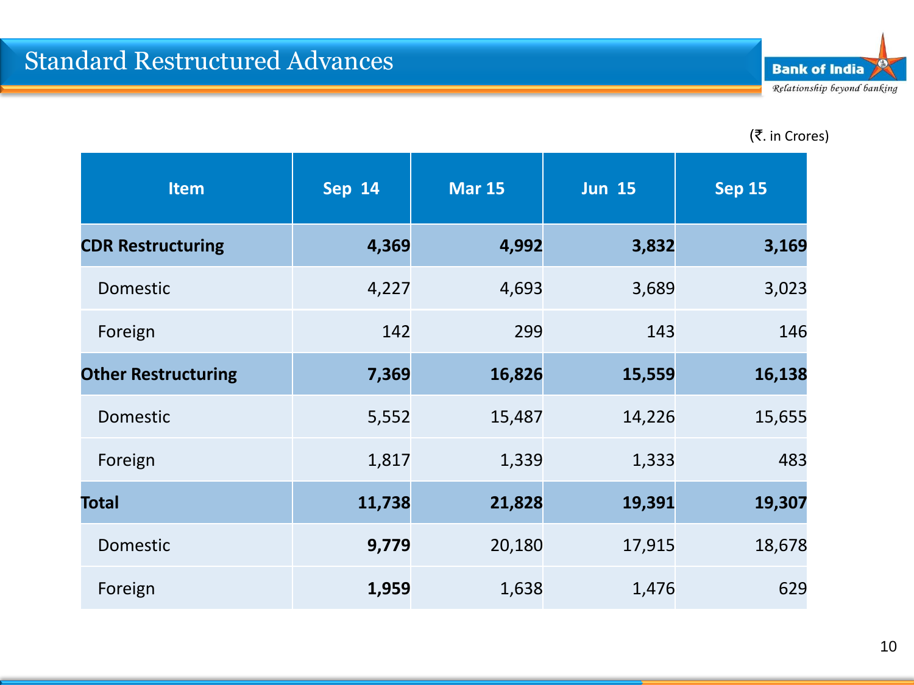# Standard Restructured Advances

(₹. in Crores)

| Item | Sep 14 | Mar 15 | Jun 15 | Sep 15 |
|---|---|---|---|---|
| **CDR Restructuring** | **4,369** | **4,992** | **3,832** | **3,169** |
| Domestic | 4,227 | 4,693 | 3,689 | 3,023 |
| Foreign | 142 | 299 | 143 | 146 |
| **Other Restructuring** | **7,369** | **16,826** | **15,559** | **16,138** |
| Domestic | 5,552 | 15,487 | 14,226 | 15,655 |
| Foreign | 1,817 | 1,339 | 1,333 | 483 |
| **Total** | **11,738** | **21,828** | **19,391** | **19,307** |
| Domestic | **9,779** | 20,180 | 17,915 | 18,678 |
| Foreign | **1,959** | 1,638 | 1,476 | 629 |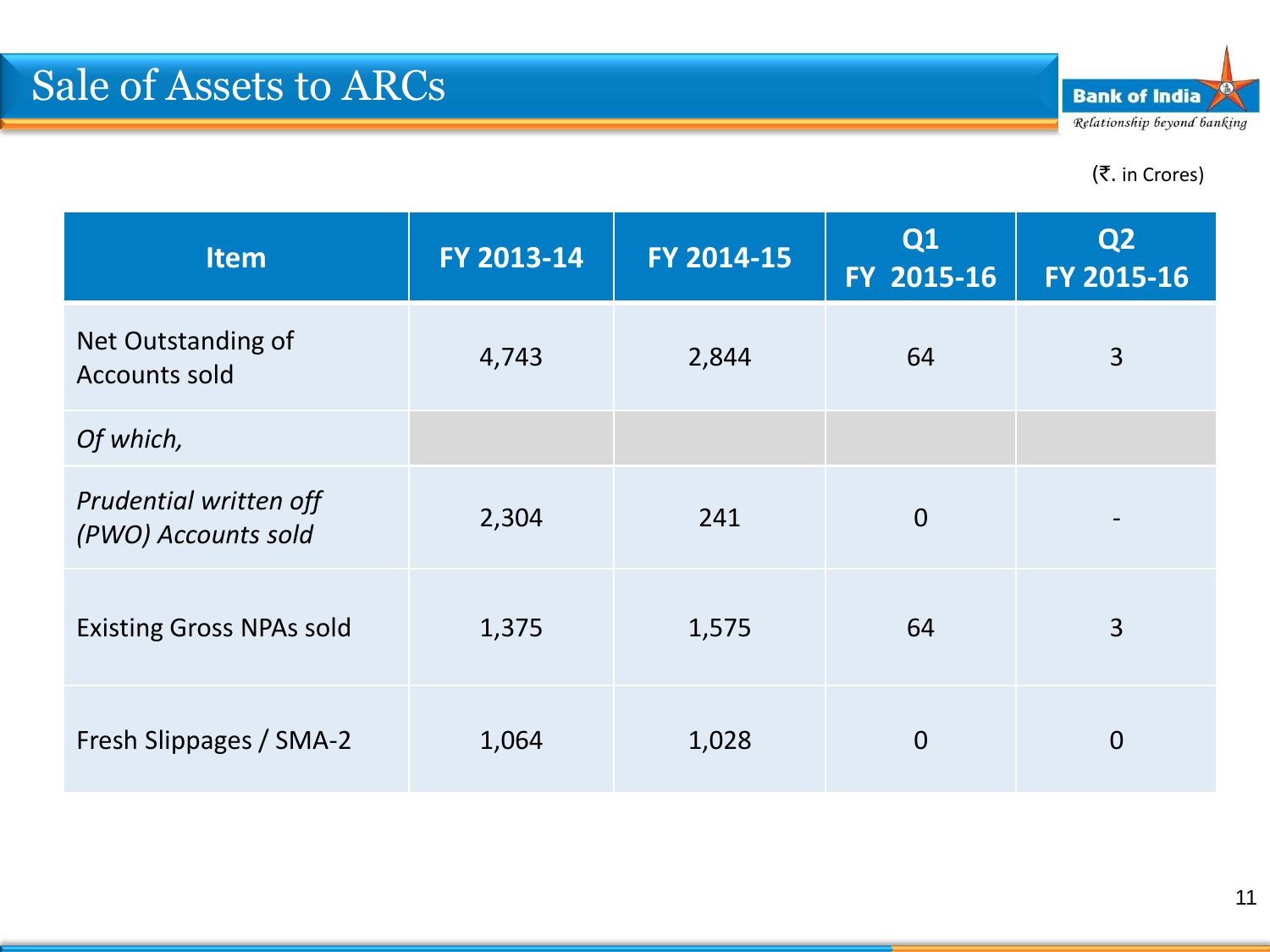# Sale of Assets to ARCs

(₹. in Crores)

| Item | FY 2013-14 | FY 2014-15 | Q1 FY 2015-16 | Q2 FY 2015-16 |
|---|---|---|---|---|
| Net Outstanding of Accounts sold | 4,743 | 2,844 | 64 | 3 |
| *Of which,* | | | | |
| *Prudential written off (PWO) Accounts sold* | 2,304 | 241 | 0 | - |
| Existing Gross NPAs sold | 1,375 | 1,575 | 64 | 3 |
| Fresh Slippages / SMA-2 | 1,064 | 1,028 | 0 | 0 |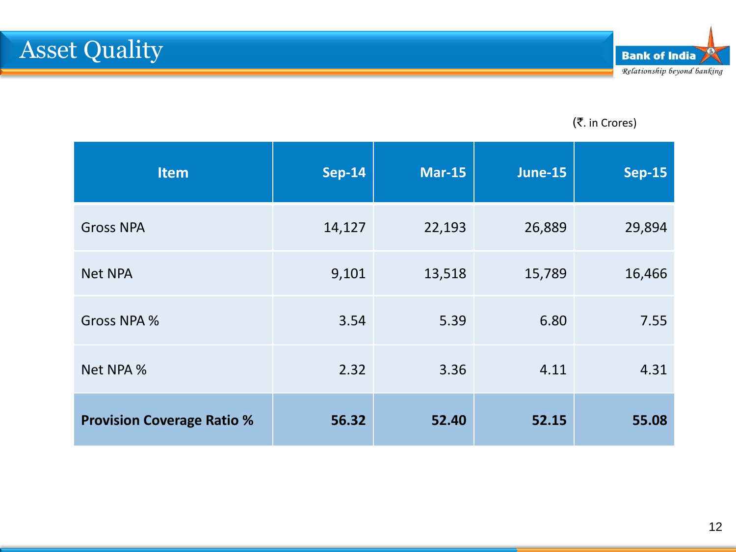# Asset Quality

(₹. in Crores)

| Item | Sep-14 | Mar-15 | June-15 | Sep-15 |
|---|---|---|---|---|
| Gross NPA | 14,127 | 22,193 | 26,889 | 29,894 |
| Net NPA | 9,101 | 13,518 | 15,789 | 16,466 |
| Gross NPA % | 3.54 | 5.39 | 6.80 | 7.55 |
| Net NPA % | 2.32 | 3.36 | 4.11 | 4.31 |
| **Provision Coverage Ratio %** | **56.32** | **52.40** | **52.15** | **55.08** |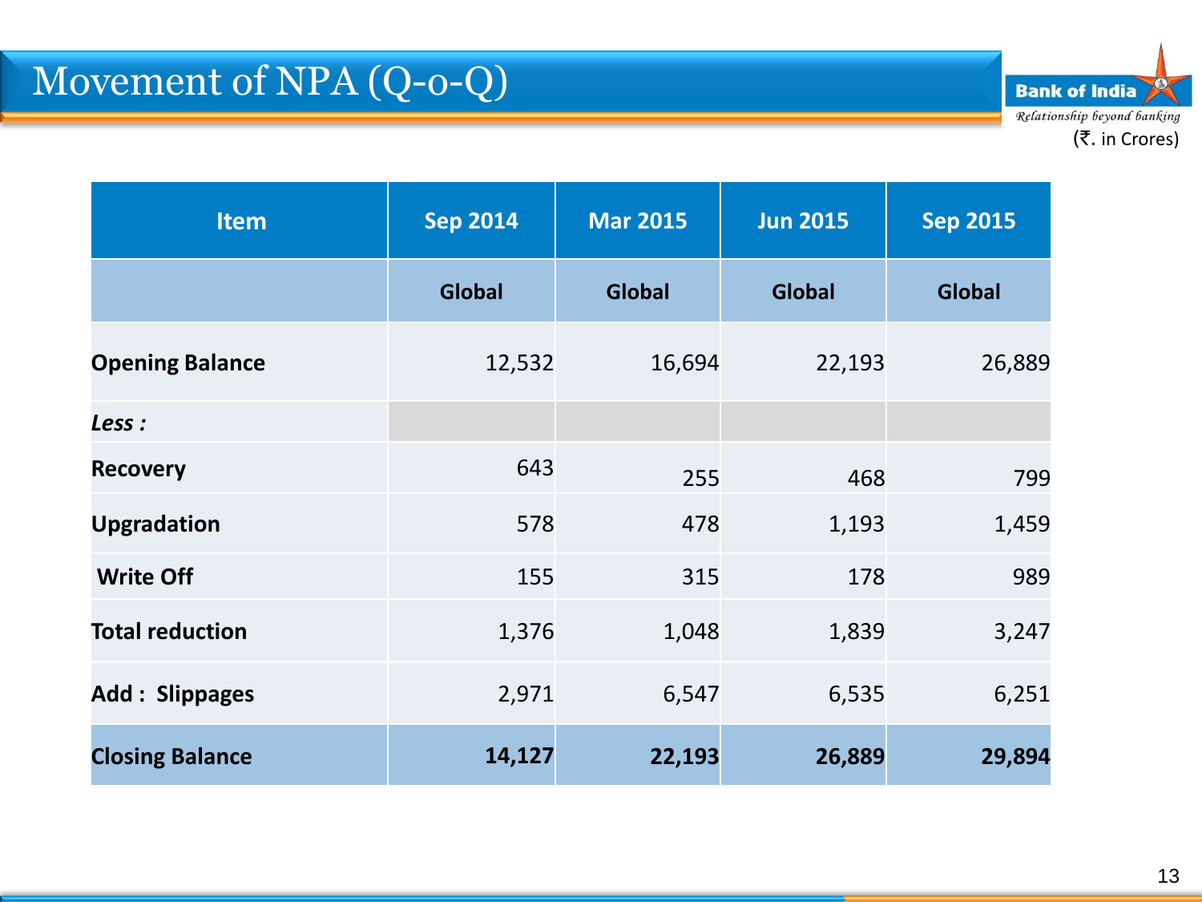# Movement of NPA (Q-o-Q)

Bank of India
Relationship beyond banking

(₹. in Crores)

| Item | Sep 2014 | Mar 2015 | Jun 2015 | Sep 2015 |
|---|---|---|---|---|
| | Global | Global | Global | Global |
| **Opening Balance** | 12,532 | 16,694 | 22,193 | 26,889 |
| ***Less :*** | | | | |
| **Recovery** | 643 | 255 | 468 | 799 |
| **Upgradation** | 578 | 478 | 1,193 | 1,459 |
| **Write Off** | 155 | 315 | 178 | 989 |
| **Total reduction** | 1,376 | 1,048 | 1,839 | 3,247 |
| **Add : Slippages** | 2,971 | 6,547 | 6,535 | 6,251 |
| **Closing Balance** | **14,127** | **22,193** | **26,889** | **29,894** |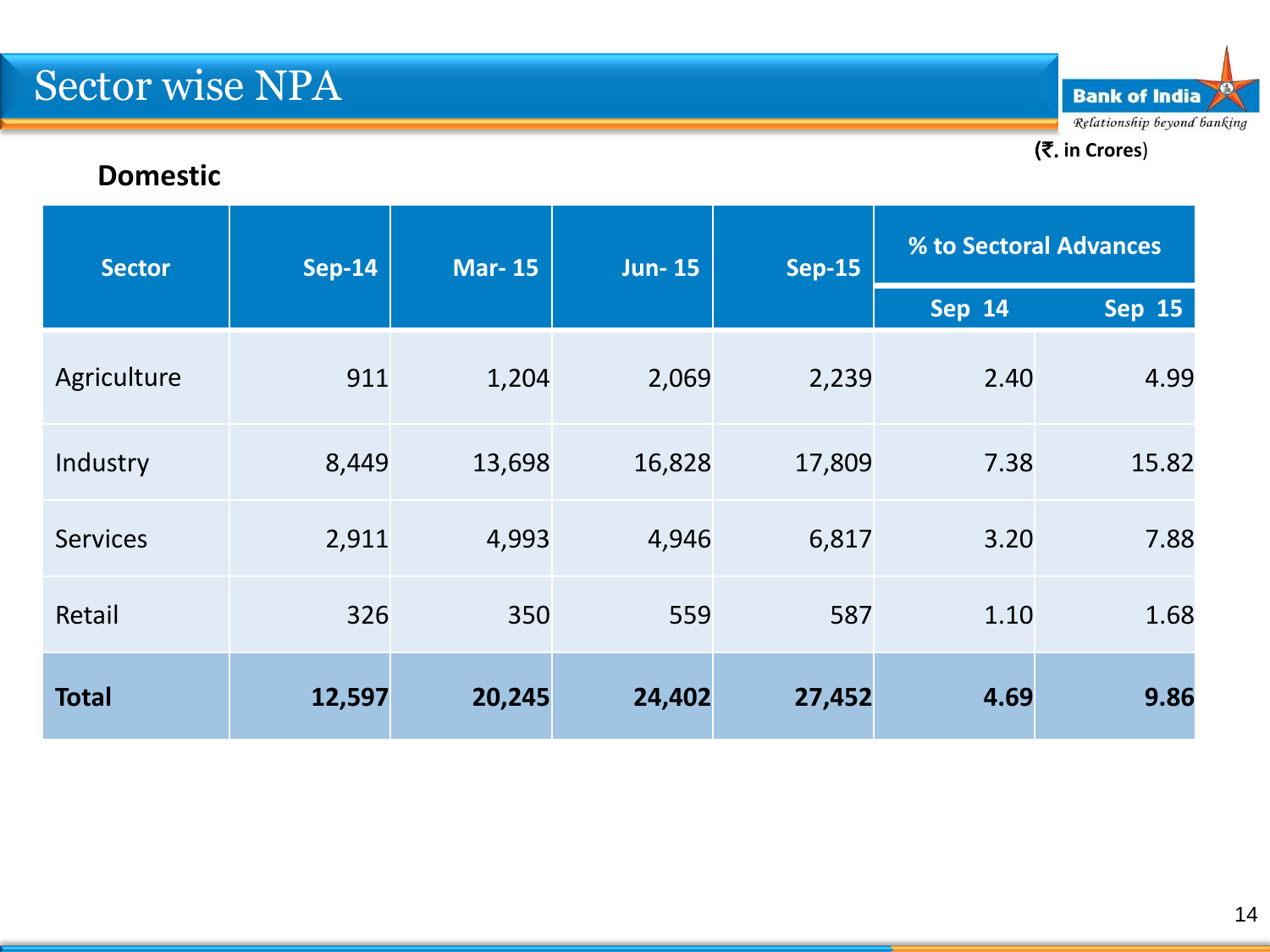# Sector wise NPA

(₹. in Crores)

**Domestic**

| Sector | Sep-14 | Mar- 15 | Jun- 15 | Sep-15 | % to Sectoral Advances | |
|---|---|---|---|---|---|---|
| | | | | | Sep 14 | Sep 15 |
| Agriculture | 911 | 1,204 | 2,069 | 2,239 | 2.40 | 4.99 |
| Industry | 8,449 | 13,698 | 16,828 | 17,809 | 7.38 | 15.82 |
| Services | 2,911 | 4,993 | 4,946 | 6,817 | 3.20 | 7.88 |
| Retail | 326 | 350 | 559 | 587 | 1.10 | 1.68 |
| **Total** | **12,597** | **20,245** | **24,402** | **27,452** | **4.69** | **9.86** |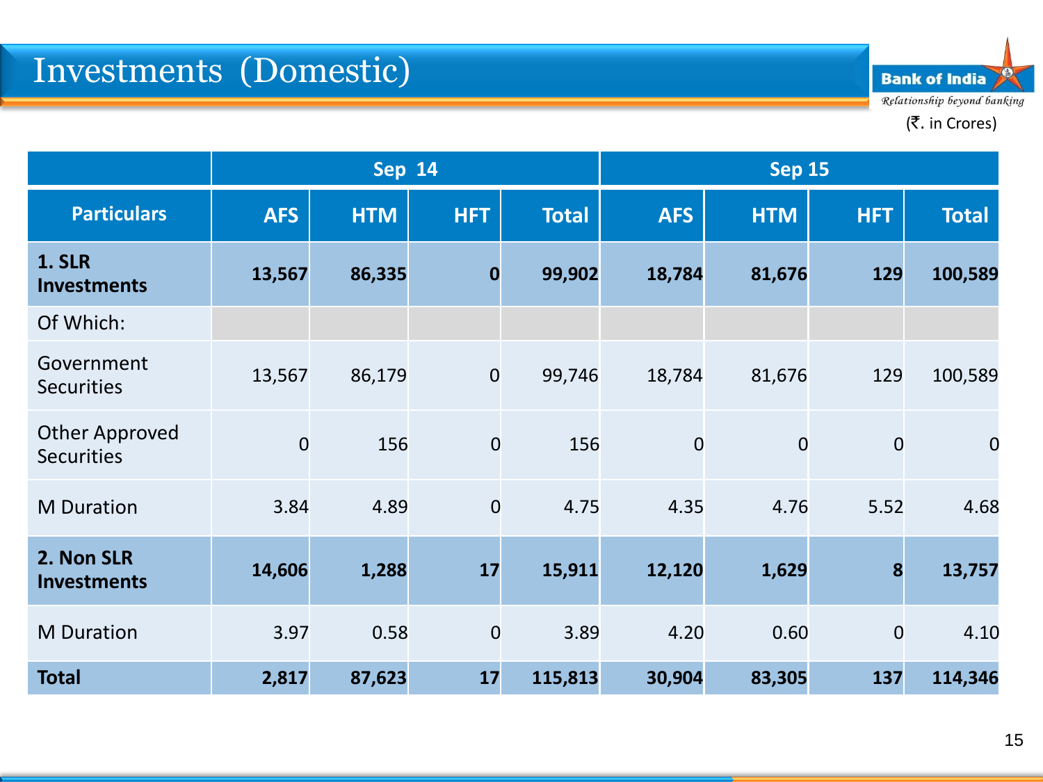# Investments (Domestic)

(₹. in Crores)

| | Sep 14 | | | | Sep 15 | | | |
|---|---|---|---|---|---|---|---|---|
| **Particulars** | **AFS** | **HTM** | **HFT** | **Total** | **AFS** | **HTM** | **HFT** | **Total** |
| **1. SLR Investments** | **13,567** | **86,335** | **0** | **99,902** | **18,784** | **81,676** | **129** | **100,589** |
| Of Which: | | | | | | | | |
| Government Securities | 13,567 | 86,179 | 0 | 99,746 | 18,784 | 81,676 | 129 | 100,589 |
| Other Approved Securities | 0 | 156 | 0 | 156 | 0 | 0 | 0 | 0 |
| M Duration | 3.84 | 4.89 | 0 | 4.75 | 4.35 | 4.76 | 5.52 | 4.68 |
| **2. Non SLR Investments** | **14,606** | **1,288** | **17** | **15,911** | **12,120** | **1,629** | **8** | **13,757** |
| M Duration | 3.97 | 0.58 | 0 | 3.89 | 4.20 | 0.60 | 0 | 4.10 |
| **Total** | **2,817** | **87,623** | **17** | **115,813** | **30,904** | **83,305** | **137** | **114,346** |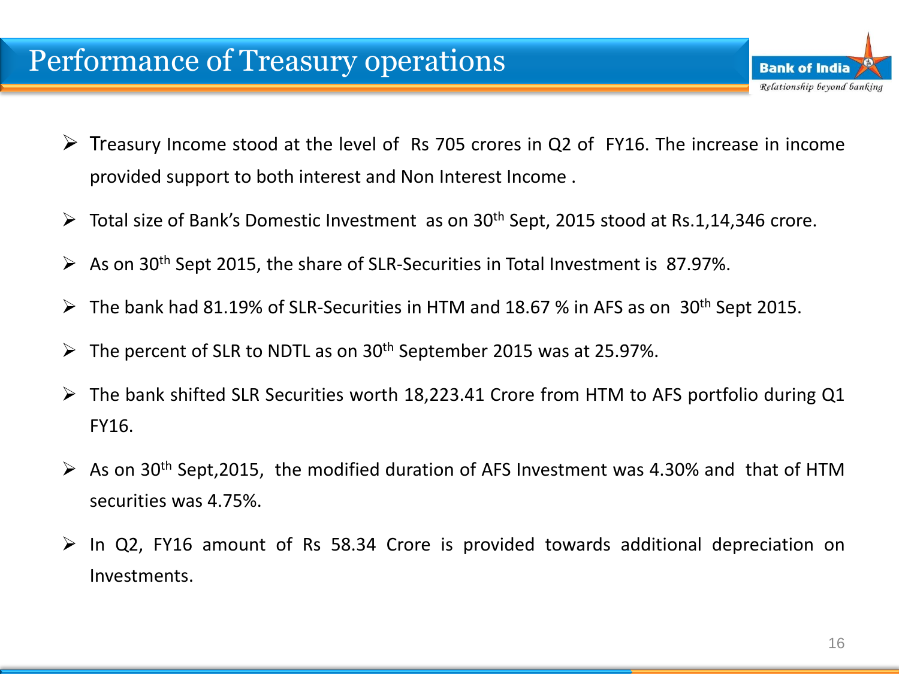# Performance of Treasury operations

- Treasury Income stood at the level of Rs 705 crores in Q2 of FY16. The increase in income provided support to both interest and Non Interest Income .
- Total size of Bank's Domestic Investment as on 30th Sept, 2015 stood at Rs.1,14,346 crore.
- As on 30th Sept 2015, the share of SLR-Securities in Total Investment is 87.97%.
- The bank had 81.19% of SLR-Securities in HTM and 18.67 % in AFS as on 30th Sept 2015.
- The percent of SLR to NDTL as on 30th September 2015 was at 25.97%.
- The bank shifted SLR Securities worth 18,223.41 Crore from HTM to AFS portfolio during Q1 FY16.
- As on 30th Sept,2015, the modified duration of AFS Investment was 4.30% and that of HTM securities was 4.75%.
- In Q2, FY16 amount of Rs 58.34 Crore is provided towards additional depreciation on Investments.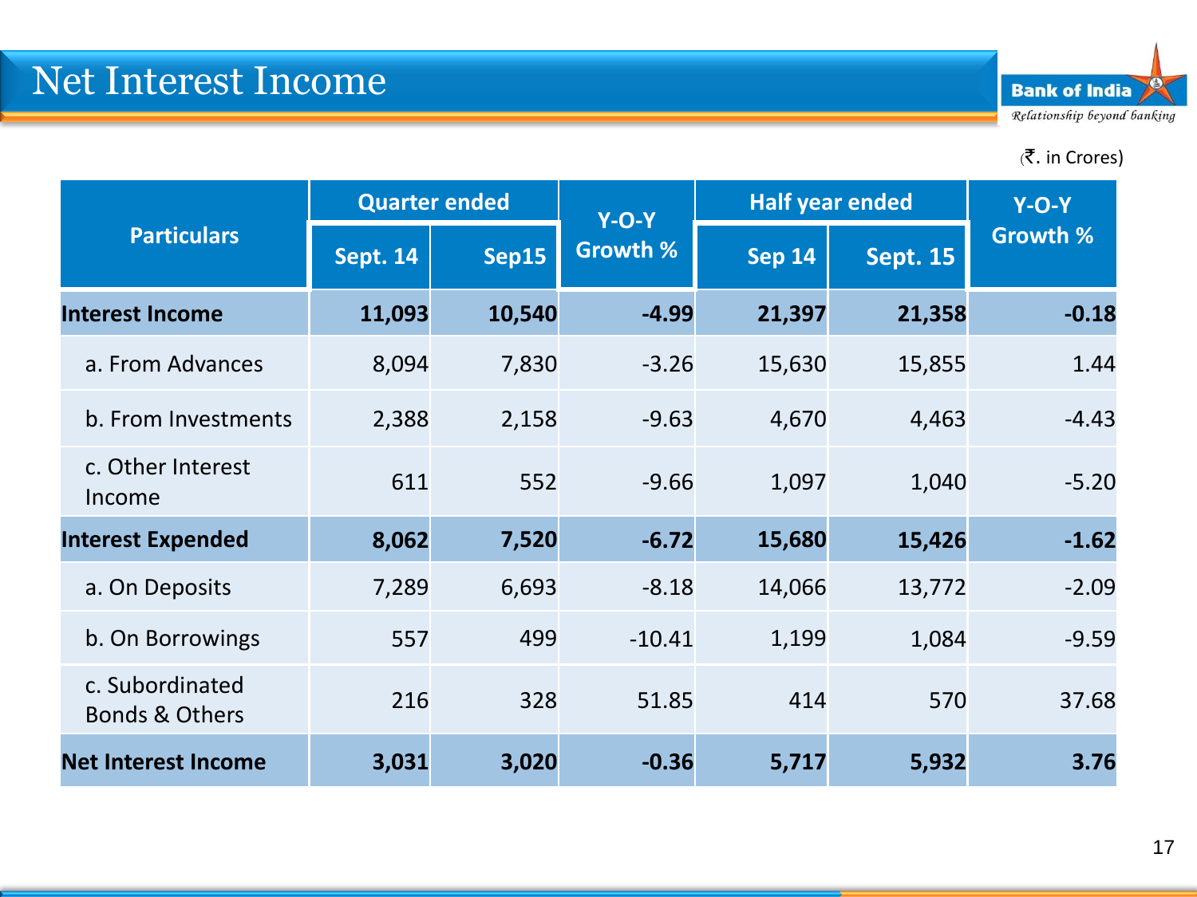# Net Interest Income

(₹. in Crores)

| Particulars | Quarter ended | | Y-O-Y Growth % | Half year ended | | Y-O-Y Growth % |
|---|---|---|---|---|---|---|
| | Sept. 14 | Sep15 | | Sep 14 | Sept. 15 | |
| **Interest Income** | **11,093** | **10,540** | **-4.99** | **21,397** | **21,358** | **-0.18** |
| a. From Advances | 8,094 | 7,830 | -3.26 | 15,630 | 15,855 | 1.44 |
| b. From Investments | 2,388 | 2,158 | -9.63 | 4,670 | 4,463 | -4.43 |
| c. Other Interest Income | 611 | 552 | -9.66 | 1,097 | 1,040 | -5.20 |
| **Interest Expended** | **8,062** | **7,520** | **-6.72** | **15,680** | **15,426** | **-1.62** |
| a. On Deposits | 7,289 | 6,693 | -8.18 | 14,066 | 13,772 | -2.09 |
| b. On Borrowings | 557 | 499 | -10.41 | 1,199 | 1,084 | -9.59 |
| c. Subordinated Bonds & Others | 216 | 328 | 51.85 | 414 | 570 | 37.68 |
| **Net Interest Income** | **3,031** | **3,020** | **-0.36** | **5,717** | **5,932** | **3.76** |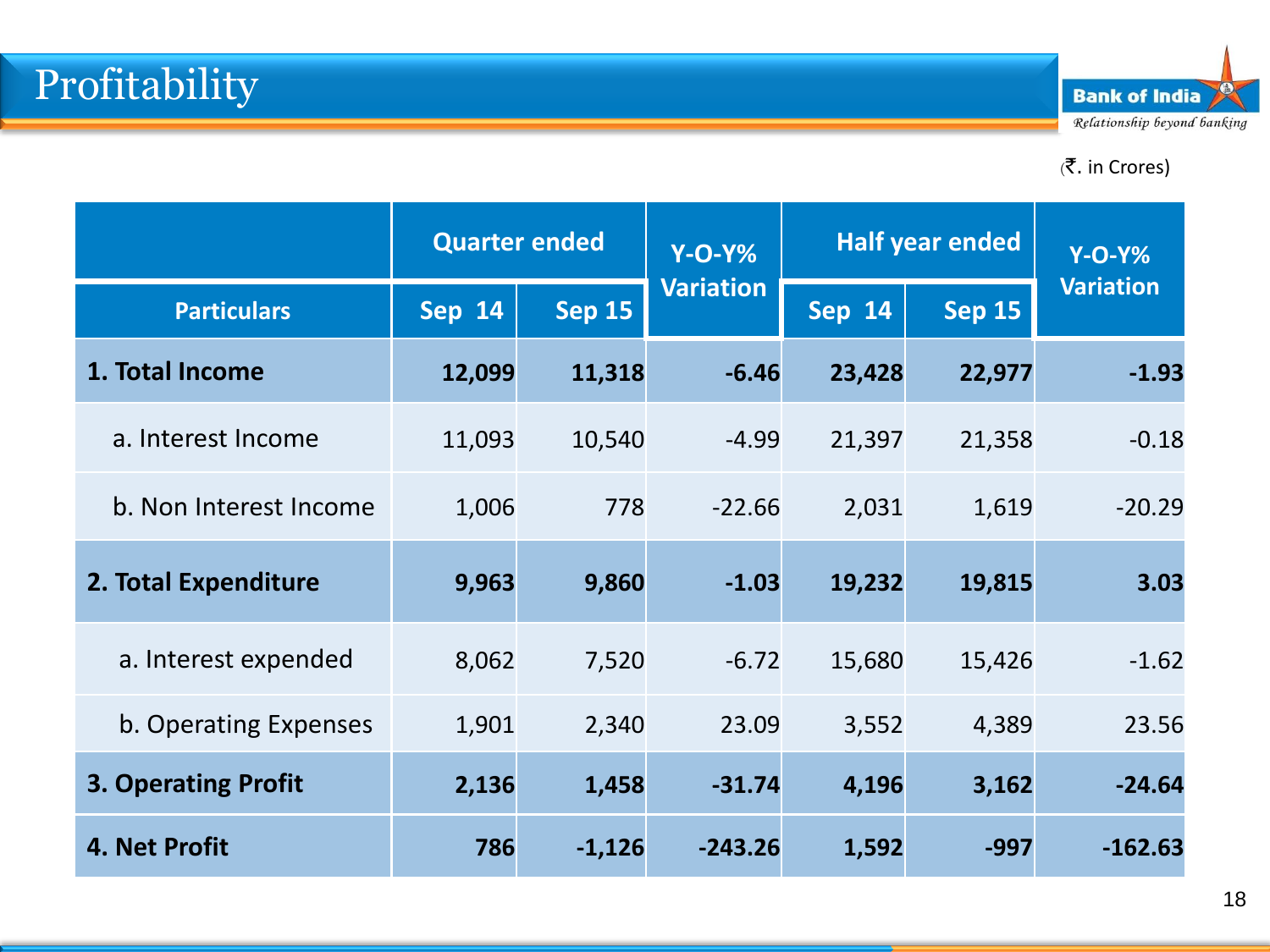# Profitability

(₹. in Crores)

| Particulars | Quarter ended | | Y-O-Y% Variation | Half year ended | | Y-O-Y% Variation |
|---|---|---|---|---|---|---|
| | Sep 14 | Sep 15 | | Sep 14 | Sep 15 | |
| **1. Total Income** | **12,099** | **11,318** | **-6.46** | **23,428** | **22,977** | **-1.93** |
| a. Interest Income | 11,093 | 10,540 | -4.99 | 21,397 | 21,358 | -0.18 |
| b. Non Interest Income | 1,006 | 778 | -22.66 | 2,031 | 1,619 | -20.29 |
| **2. Total Expenditure** | **9,963** | **9,860** | **-1.03** | **19,232** | **19,815** | **3.03** |
| a. Interest expended | 8,062 | 7,520 | -6.72 | 15,680 | 15,426 | -1.62 |
| b. Operating Expenses | 1,901 | 2,340 | 23.09 | 3,552 | 4,389 | 23.56 |
| **3. Operating Profit** | **2,136** | **1,458** | **-31.74** | **4,196** | **3,162** | **-24.64** |
| **4. Net Profit** | **786** | **-1,126** | **-243.26** | **1,592** | **-997** | **-162.63** |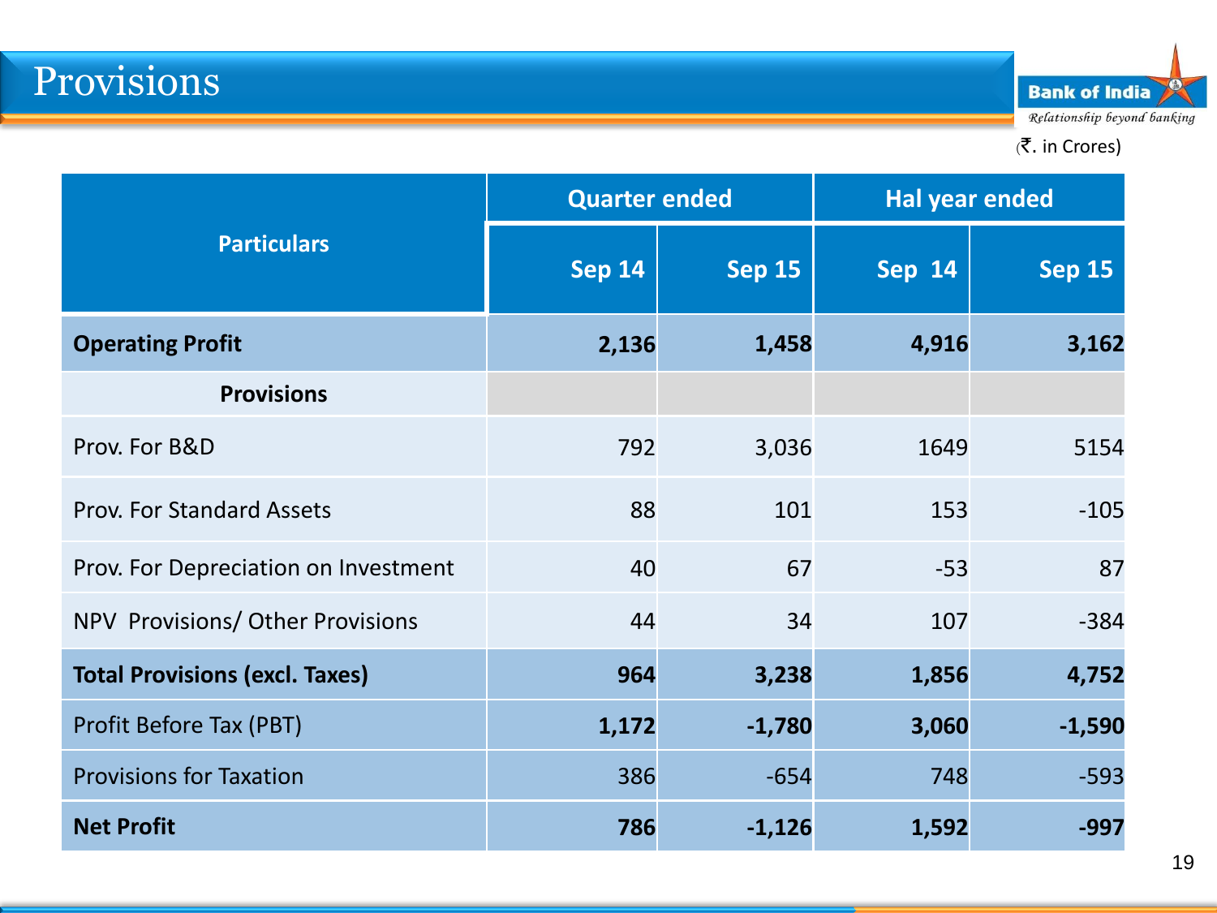# Provisions

Bank of India
*Relationship beyond banking*

(₹. in Crores)

| Particulars | Quarter ended | | Hal year ended | |
|---|---|---|---|---|
| | Sep 14 | Sep 15 | Sep 14 | Sep 15 |
| **Operating Profit** | **2,136** | **1,458** | **4,916** | **3,162** |
| **Provisions** | | | | |
| Prov. For B&D | 792 | 3,036 | 1649 | 5154 |
| Prov. For Standard Assets | 88 | 101 | 153 | -105 |
| Prov. For Depreciation on Investment | 40 | 67 | -53 | 87 |
| NPV Provisions/ Other Provisions | 44 | 34 | 107 | -384 |
| **Total Provisions (excl. Taxes)** | **964** | **3,238** | **1,856** | **4,752** |
| Profit Before Tax (PBT) | **1,172** | **-1,780** | **3,060** | **-1,590** |
| Provisions for Taxation | 386 | -654 | 748 | -593 |
| **Net Profit** | **786** | **-1,126** | **1,592** | **-997** |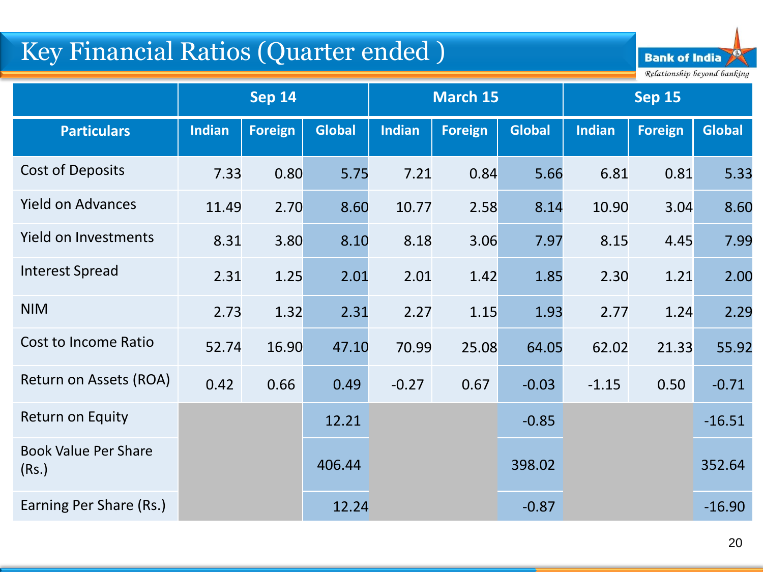# Key Financial Ratios (Quarter ended )

| Particulars | Sep 14 | | | March 15 | | | Sep 15 | | |
|---|---|---|---|---|---|---|---|---|---|
| | Indian | Foreign | Global | Indian | Foreign | Global | Indian | Foreign | Global |
| Cost of Deposits | 7.33 | 0.80 | 5.75 | 7.21 | 0.84 | 5.66 | 6.81 | 0.81 | 5.33 |
| Yield on Advances | 11.49 | 2.70 | 8.60 | 10.77 | 2.58 | 8.14 | 10.90 | 3.04 | 8.60 |
| Yield on Investments | 8.31 | 3.80 | 8.10 | 8.18 | 3.06 | 7.97 | 8.15 | 4.45 | 7.99 |
| Interest Spread | 2.31 | 1.25 | 2.01 | 2.01 | 1.42 | 1.85 | 2.30 | 1.21 | 2.00 |
| NIM | 2.73 | 1.32 | 2.31 | 2.27 | 1.15 | 1.93 | 2.77 | 1.24 | 2.29 |
| Cost to Income Ratio | 52.74 | 16.90 | 47.10 | 70.99 | 25.08 | 64.05 | 62.02 | 21.33 | 55.92 |
| Return on Assets (ROA) | 0.42 | 0.66 | 0.49 | -0.27 | 0.67 | -0.03 | -1.15 | 0.50 | -0.71 |
| Return on Equity | | | 12.21 | | | -0.85 | | | -16.51 |
| Book Value Per Share (Rs.) | | | 406.44 | | | 398.02 | | | 352.64 |
| Earning Per Share (Rs.) | | | 12.24 | | | -0.87 | | | -16.90 |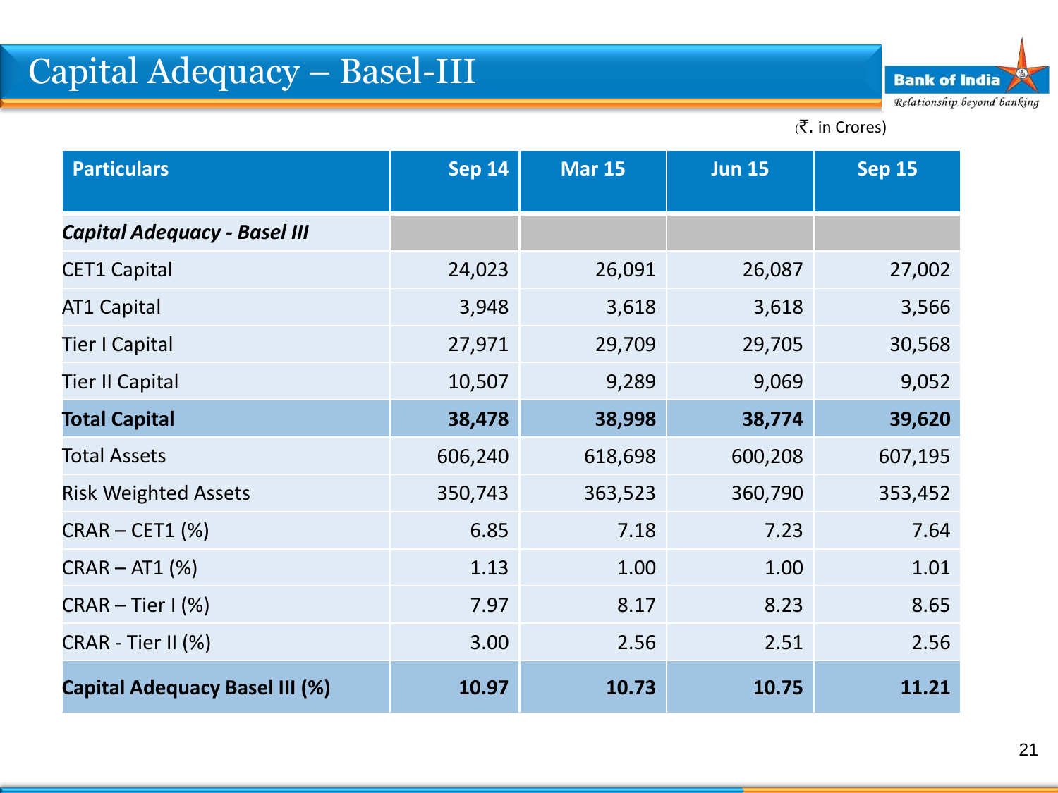# Capital Adequacy – Basel-III

(₹. in Crores)

| Particulars | Sep 14 | Mar 15 | Jun 15 | Sep 15 |
|---|---|---|---|---|
| ***Capital Adequacy - Basel III*** | | | | |
| CET1 Capital | 24,023 | 26,091 | 26,087 | 27,002 |
| AT1 Capital | 3,948 | 3,618 | 3,618 | 3,566 |
| Tier I Capital | 27,971 | 29,709 | 29,705 | 30,568 |
| Tier II Capital | 10,507 | 9,289 | 9,069 | 9,052 |
| **Total Capital** | **38,478** | **38,998** | **38,774** | **39,620** |
| Total Assets | 606,240 | 618,698 | 600,208 | 607,195 |
| Risk Weighted Assets | 350,743 | 363,523 | 360,790 | 353,452 |
| CRAR – CET1 (%) | 6.85 | 7.18 | 7.23 | 7.64 |
| CRAR – AT1 (%) | 1.13 | 1.00 | 1.00 | 1.01 |
| CRAR – Tier I (%) | 7.97 | 8.17 | 8.23 | 8.65 |
| CRAR - Tier II (%) | 3.00 | 2.56 | 2.51 | 2.56 |
| **Capital Adequacy Basel III (%)** | **10.97** | **10.73** | **10.75** | **11.21** |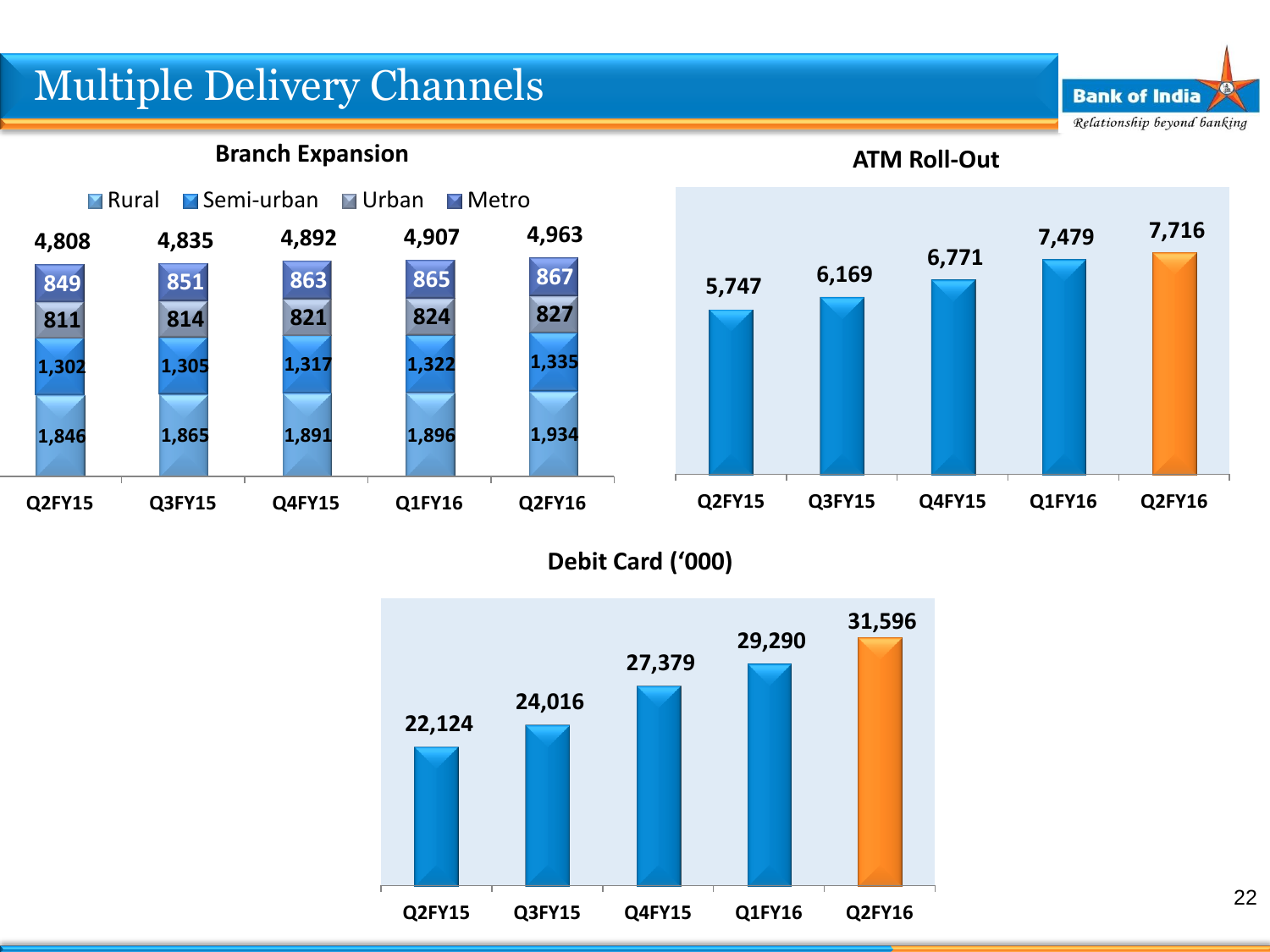# Multiple Delivery Channels

## Branch Expansion

| | Q2FY15 | Q3FY15 | Q4FY15 | Q1FY16 | Q2FY16 |
|---|---|---|---|---|---|
| Rural | 1,846 | 1,865 | 1,891 | 1,896 | 1,934 |
| Semi-urban | 1,302 | 1,305 | 1,317 | 1,322 | 1,335 |
| Urban | 811 | 814 | 821 | 824 | 827 |
| Metro | 849 | 851 | 863 | 865 | 867 |
| Total | 4,808 | 4,835 | 4,892 | 4,907 | 4,963 |

## ATM Roll-Out

| Q2FY15 | Q3FY15 | Q4FY15 | Q1FY16 | Q2FY16 |
|---|---|---|---|---|
| 5,747 | 6,169 | 6,771 | 7,479 | 7,716 |

## Debit Card ('000)

| Q2FY15 | Q3FY15 | Q4FY15 | Q1FY16 | Q2FY16 |
|---|---|---|---|---|
| 22,124 | 24,016 | 27,379 | 29,290 | 31,596 |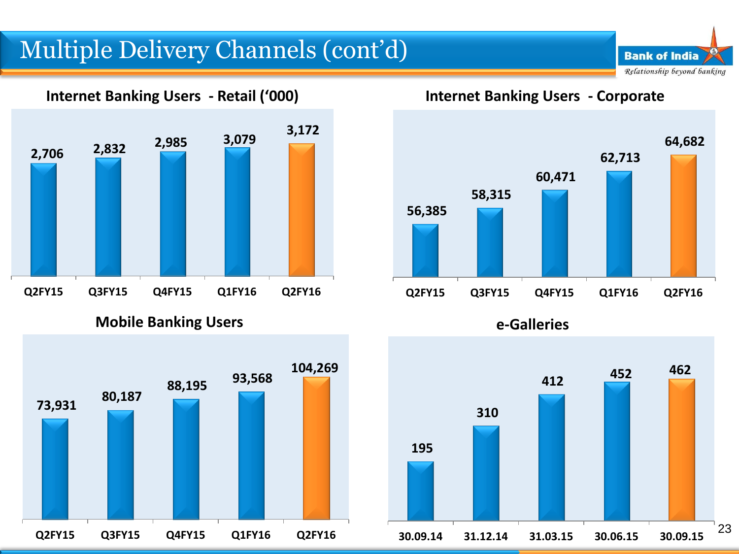# Multiple Delivery Channels (cont'd)

### Internet Banking Users - Retail ('000)

| Q2FY15 | Q3FY15 | Q4FY15 | Q1FY16 | Q2FY16 |
|---|---|---|---|---|
| 2,706 | 2,832 | 2,985 | 3,079 | 3,172 |

### Internet Banking Users - Corporate

| Q2FY15 | Q3FY15 | Q4FY15 | Q1FY16 | Q2FY16 |
|---|---|---|---|---|
| 56,385 | 58,315 | 60,471 | 62,713 | 64,682 |

### Mobile Banking Users

| Q2FY15 | Q3FY15 | Q4FY15 | Q1FY16 | Q2FY16 |
|---|---|---|---|---|
| 73,931 | 80,187 | 88,195 | 93,568 | 104,269 |

### e-Galleries

| 30.09.14 | 31.12.14 | 31.03.15 | 30.06.15 | 30.09.15 |
|---|---|---|---|---|
| 195 | 310 | 412 | 452 | 462 |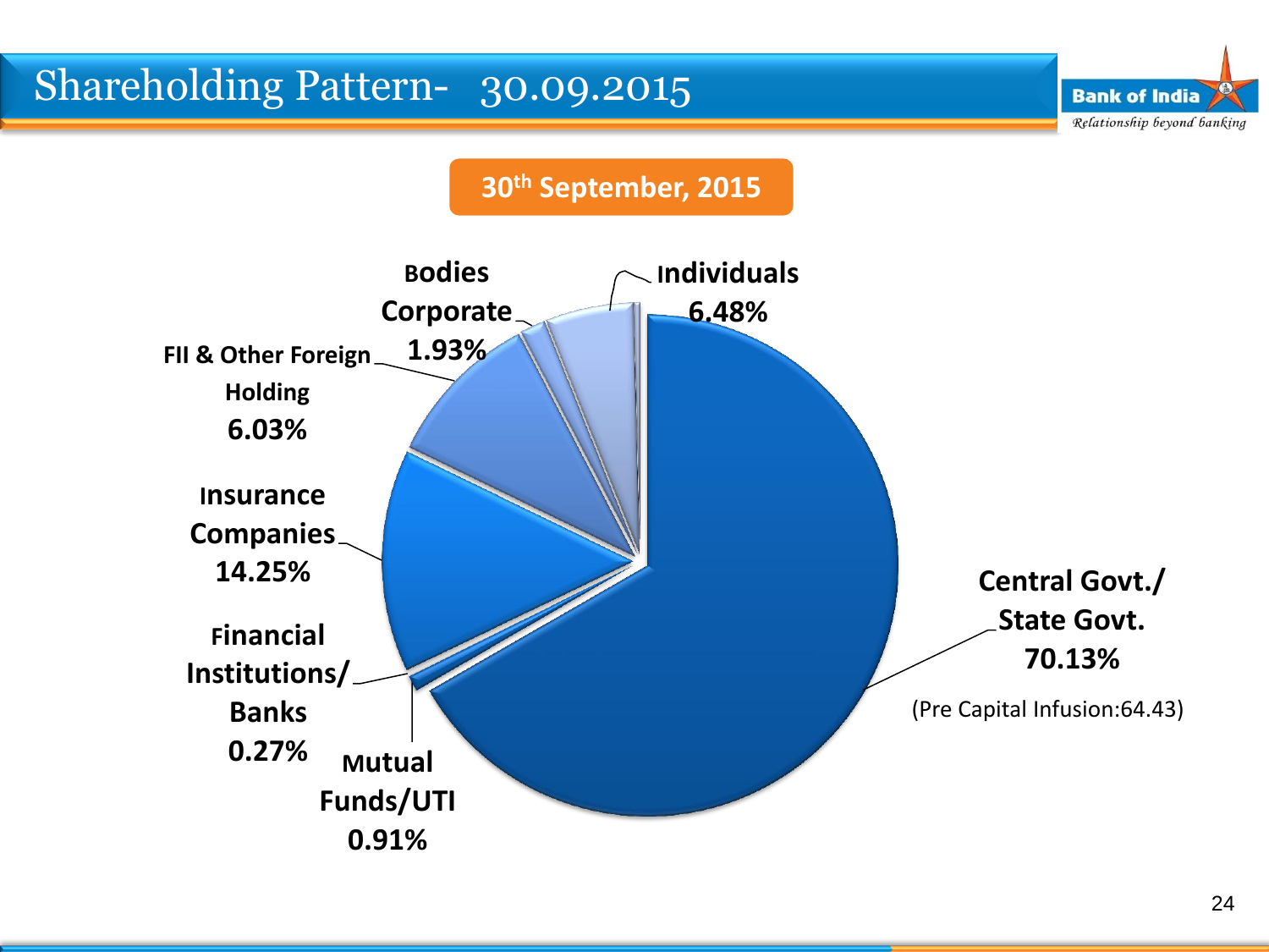# Shareholding Pattern- 30.09.2015

**30th September, 2015**

| Category | Percentage |
| --- | --- |
| Central Govt./ State Govt. | 70.13% |
| Insurance Companies | 14.25% |
| Individuals | 6.48% |
| FII & Other Foreign Holding | 6.03% |
| Bodies Corporate | 1.93% |
| Mutual Funds/UTI | 0.91% |
| Financial Institutions/ Banks | 0.27% |

(Pre Capital Infusion:64.43)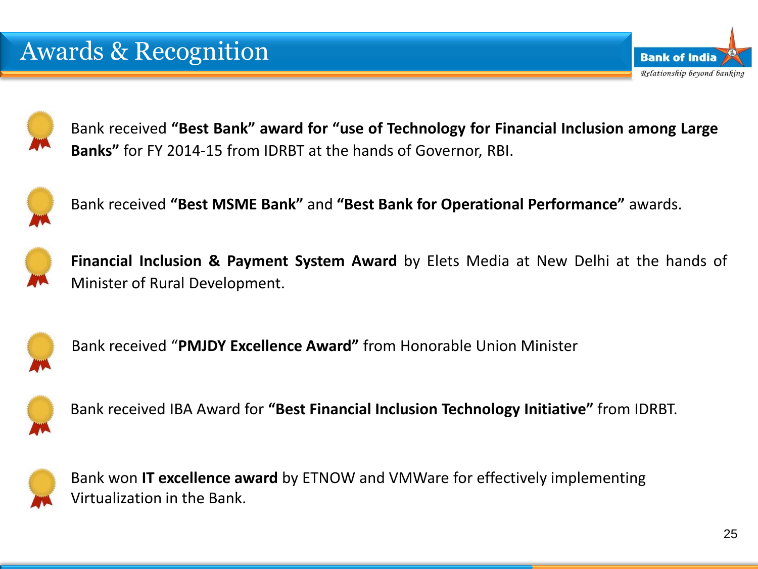# Awards & Recognition

- Bank received **"Best Bank" award for "use of Technology for Financial Inclusion among Large Banks"** for FY 2014-15 from IDRBT at the hands of Governor, RBI.

- Bank received **"Best MSME Bank"** and **"Best Bank for Operational Performance"** awards.

- **Financial Inclusion & Payment System Award** by Elets Media at New Delhi at the hands of Minister of Rural Development.

- Bank received "**PMJDY Excellence Award"** from Honorable Union Minister

- Bank received IBA Award for **"Best Financial Inclusion Technology Initiative"** from IDRBT.

- Bank won **IT excellence award** by ETNOW and VMWare for effectively implementing Virtualization in the Bank.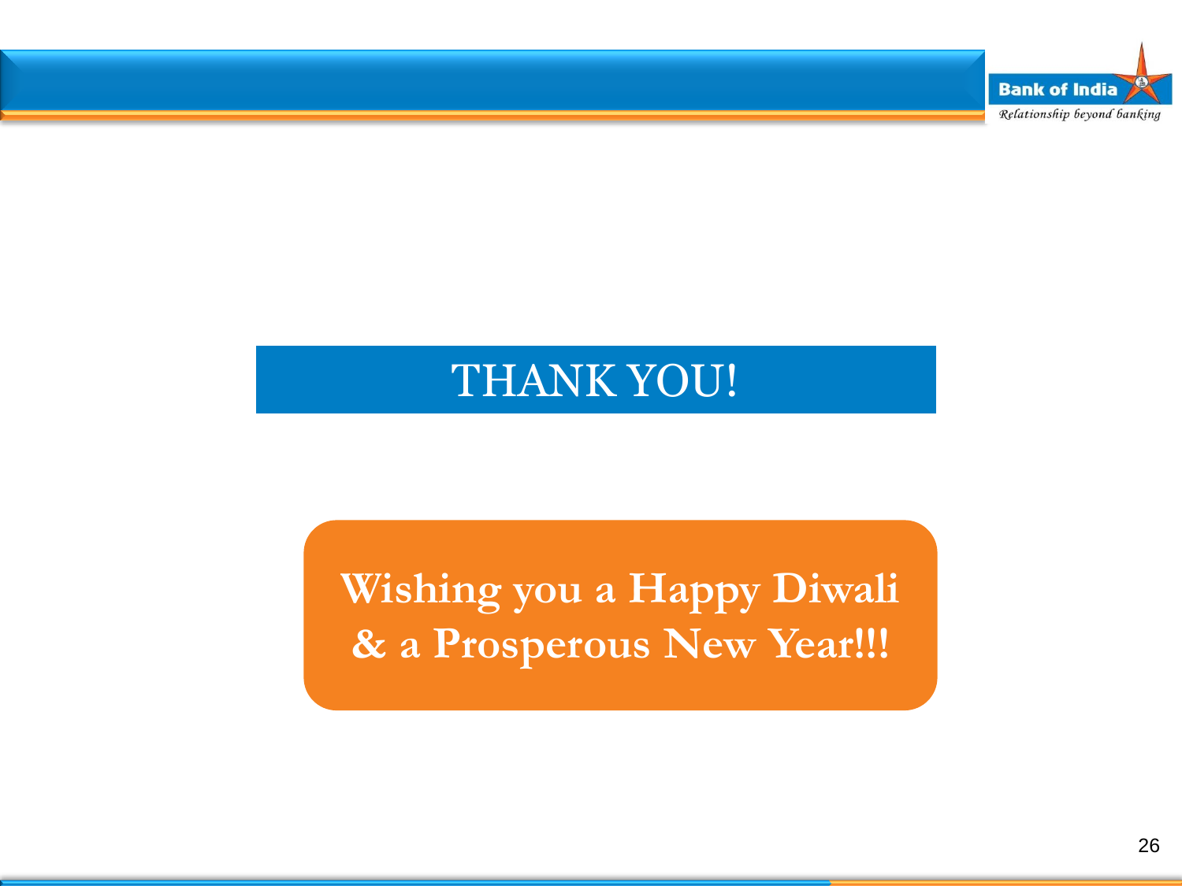Bank of India

*Relationship beyond banking*

# THANK YOU!

**Wishing you a Happy Diwali & a Prosperous New Year!!!**